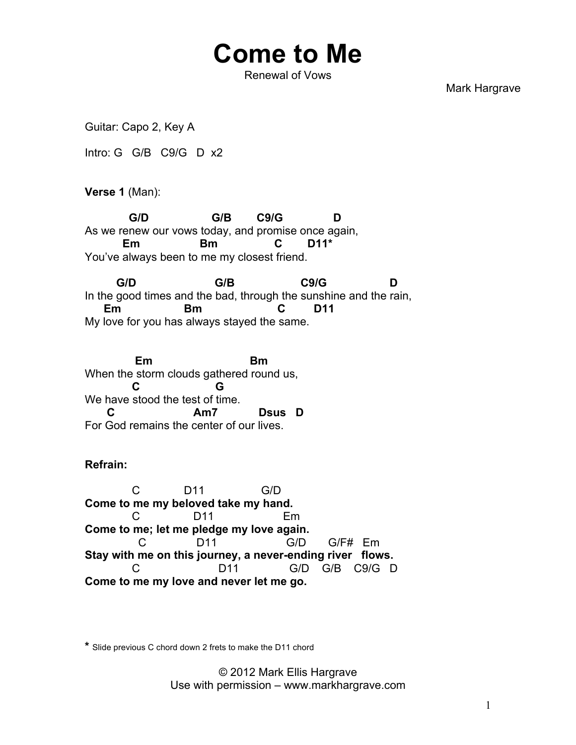# Come to Me

Renewal of Vows

Mark Hargrave

Guitar: Capo 2, Key A

Intro: G   G/B   C9/G   D  x2

**Verse 1** (Man):

```
           G/D                 G/B        C9/G              D
As we renew our vows today, and promise once again,
         Em                 Bm                C       D11*
You've always been to me my closest friend.

        G/D                      G/B                   C9/G                 D
In the good times and the bad, through the sunshine and the rain,
     Em                   Bm                        C         D11
My love for you has always stayed the same.


             Em                            Bm
When the storm clouds gathered round us,
          C                    G
We have stood the test of time.
      C                    Am7            Dsus   D
For God remains the center of our lives.
```

**Refrain:**

```
           C             D11               G/D
Come to me my beloved take my hand.
           C              D11                Em
Come to me; let me pledge my love again.
             C               D11                    G/D       G/F#   Em
Stay with me on this journey, a never-ending river   flows.
           C                     D11               G/D    G/B    C9/G   D
Come to me my love and never let me go.
```

**Come to me my beloved take my hand.**
**Come to me; let me pledge my love again.**
**Stay with me on this journey, a never-ending river flows.**
**Come to me my love and never let me go.**

\* Slide previous C chord down 2 frets to make the D11 chord

© 2012 Mark Ellis Hargrave
Use with permission – www.markhargrave.com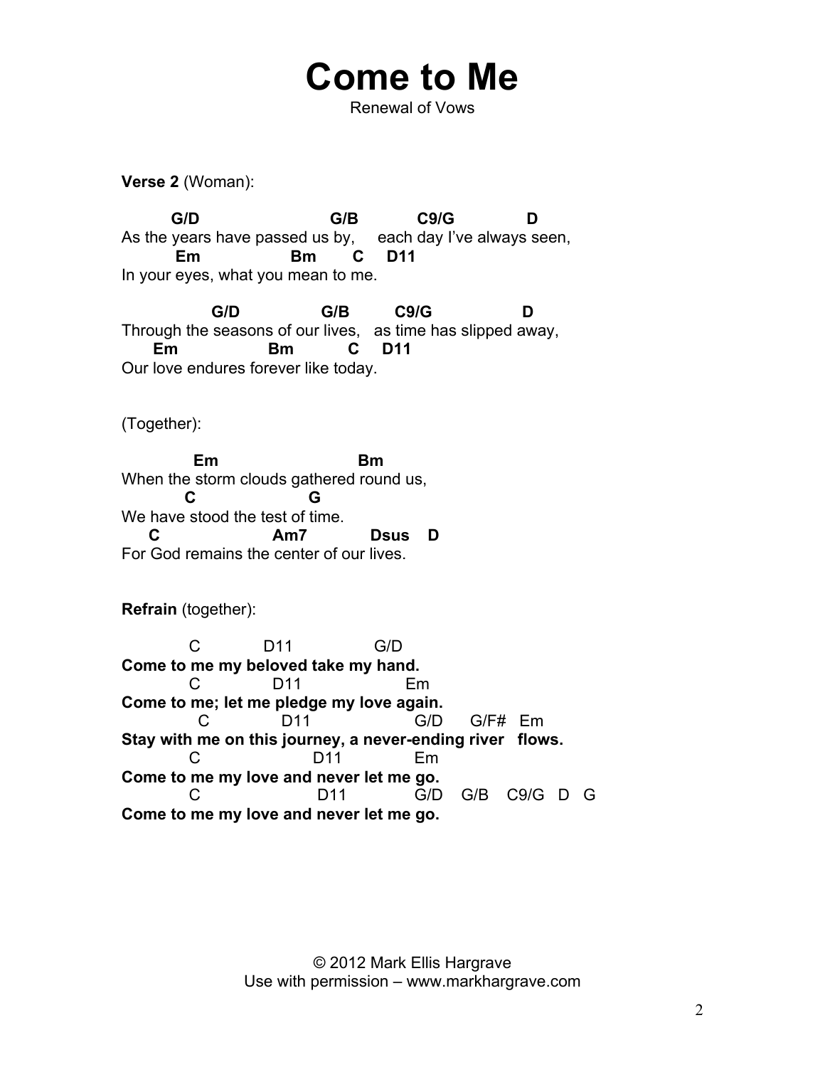# Come to Me

Renewal of Vows

**Verse 2** (Woman):

```
         G/D                          G/B            C9/G              D
As the years have passed us by,     each day I've always seen,
          Em                  Bm        C     D11
In your eyes, what you mean to me.

                 G/D                 G/B          C9/G                  D
Through the seasons of our lives,   as time has slipped away,
       Em                   Bm           C     D11
Our love endures forever like today.
```

(Together):

```
             Em                            Bm
When the storm clouds gathered round us,
           C                G
We have stood the test of time.
     C                     Am7            Dsus    D
For God remains the center of our lives.
```

**Refrain** (together):

```
           C             D11                G/D
Come to me my beloved take my hand.
           C               D11                     Em
Come to me; let me pledge my love again.
             C                D11                   G/D      G/F#   Em
Stay with me on this journey, a never-ending river   flows.
           C                      D11              Em
Come to me my love and never let me go.
           C                       D11              G/D    G/B    C9/G   D   G
Come to me my love and never let me go.
```

© 2012 Mark Ellis Hargrave
Use with permission – www.markhargrave.com